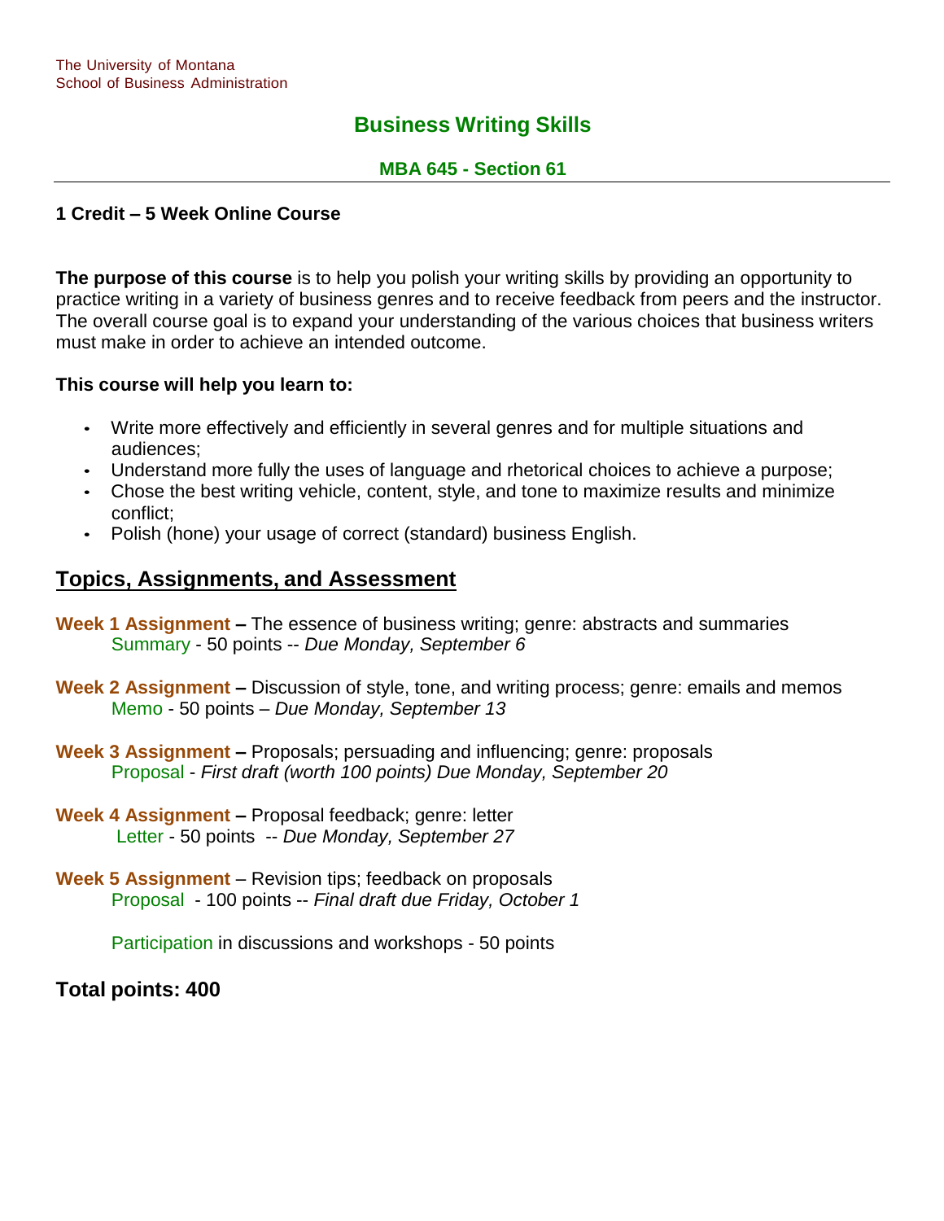The University of Montana
School of Business Administration

# Business Writing Skills

## MBA 645 - Section 61

---

**1 Credit – 5 Week Online Course**

**The purpose of this course** is to help you polish your writing skills by providing an opportunity to practice writing in a variety of business genres and to receive feedback from peers and the instructor. The overall course goal is to expand your understanding of the various choices that business writers must make in order to achieve an intended outcome.

**This course will help you learn to:**

- Write more effectively and efficiently in several genres and for multiple situations and audiences;
- Understand more fully the uses of language and rhetorical choices to achieve a purpose;
- Chose the best writing vehicle, content, style, and tone to maximize results and minimize conflict;
- Polish (hone) your usage of correct (standard) business English.

## Topics, Assignments, and Assessment

**Week 1 Assignment –** The essence of business writing; genre: abstracts and summaries
Summary - 50 points -- *Due Monday, September 6*

**Week 2 Assignment –** Discussion of style, tone, and writing process; genre: emails and memos
Memo - 50 points – *Due Monday, September 13*

**Week 3 Assignment –** Proposals; persuading and influencing; genre: proposals
Proposal - *First draft (worth 100 points) Due Monday, September 20*

**Week 4 Assignment –** Proposal feedback; genre: letter
Letter - 50 points -- *Due Monday, September 27*

**Week 5 Assignment** – Revision tips; feedback on proposals
Proposal - 100 points -- *Final draft due Friday, October 1*

Participation in discussions and workshops - 50 points

**Total points: 400**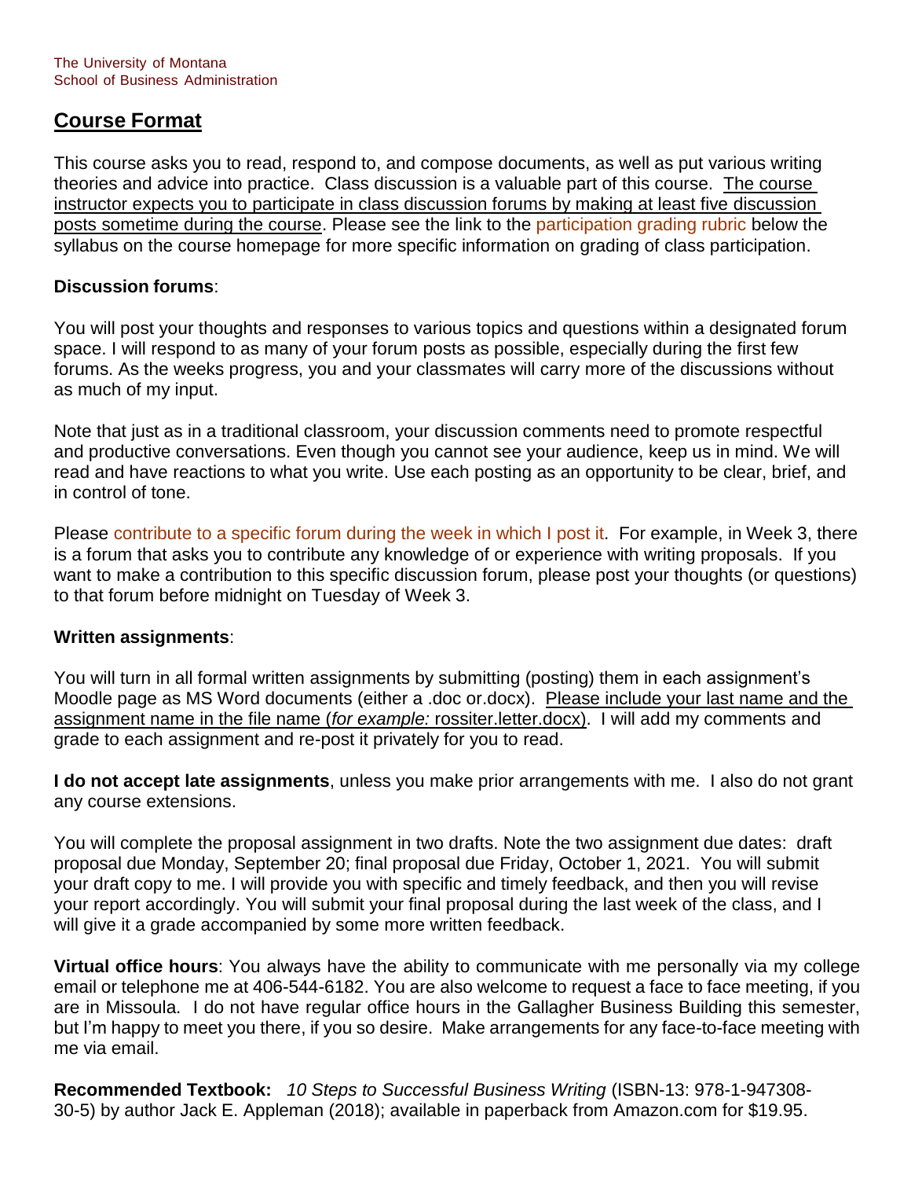## Course Format

This course asks you to read, respond to, and compose documents, as well as put various writing theories and advice into practice. Class discussion is a valuable part of this course. The course instructor expects you to participate in class discussion forums by making at least five discussion posts sometime during the course. Please see the link to the participation grading rubric below the syllabus on the course homepage for more specific information on grading of class participation.

**Discussion forums**:

You will post your thoughts and responses to various topics and questions within a designated forum space. I will respond to as many of your forum posts as possible, especially during the first few forums. As the weeks progress, you and your classmates will carry more of the discussions without as much of my input.

Note that just as in a traditional classroom, your discussion comments need to promote respectful and productive conversations. Even though you cannot see your audience, keep us in mind. We will read and have reactions to what you write. Use each posting as an opportunity to be clear, brief, and in control of tone.

Please contribute to a specific forum during the week in which I post it. For example, in Week 3, there is a forum that asks you to contribute any knowledge of or experience with writing proposals. If you want to make a contribution to this specific discussion forum, please post your thoughts (or questions) to that forum before midnight on Tuesday of Week 3.

**Written assignments**:

You will turn in all formal written assignments by submitting (posting) them in each assignment's Moodle page as MS Word documents (either a .doc or.docx). Please include your last name and the assignment name in the file name (*for example:* rossiter.letter.docx). I will add my comments and grade to each assignment and re-post it privately for you to read.

**I do not accept late assignments**, unless you make prior arrangements with me. I also do not grant any course extensions.

You will complete the proposal assignment in two drafts. Note the two assignment due dates: draft proposal due Monday, September 20; final proposal due Friday, October 1, 2021. You will submit your draft copy to me. I will provide you with specific and timely feedback, and then you will revise your report accordingly. You will submit your final proposal during the last week of the class, and I will give it a grade accompanied by some more written feedback.

**Virtual office hours**: You always have the ability to communicate with me personally via my college email or telephone me at 406-544-6182. You are also welcome to request a face to face meeting, if you are in Missoula. I do not have regular office hours in the Gallagher Business Building this semester, but I'm happy to meet you there, if you so desire. Make arrangements for any face-to-face meeting with me via email.

**Recommended Textbook:** *10 Steps to Successful Business Writing* (ISBN-13: 978-1-947308-30-5) by author Jack E. Appleman (2018); available in paperback from Amazon.com for $19.95.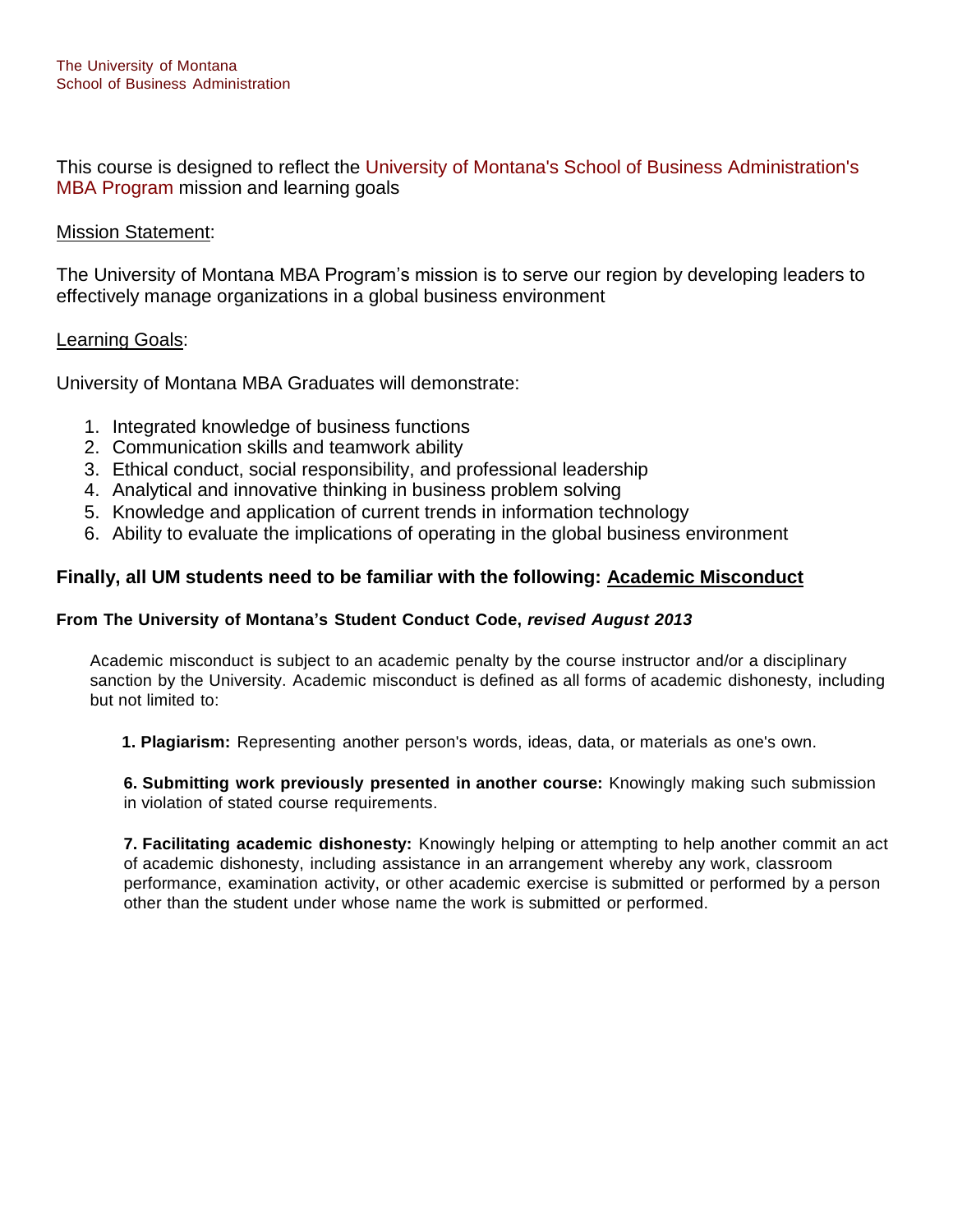The University of Montana
School of Business Administration

This course is designed to reflect the University of Montana's School of Business Administration's MBA Program mission and learning goals

Mission Statement:

The University of Montana MBA Program's mission is to serve our region by developing leaders to effectively manage organizations in a global business environment

Learning Goals:

University of Montana MBA Graduates will demonstrate:

1. Integrated knowledge of business functions
2. Communication skills and teamwork ability
3. Ethical conduct, social responsibility, and professional leadership
4. Analytical and innovative thinking in business problem solving
5. Knowledge and application of current trends in information technology
6. Ability to evaluate the implications of operating in the global business environment

**Finally, all UM students need to be familiar with the following: Academic Misconduct**

**From The University of Montana's Student Conduct Code, *revised August 2013***

Academic misconduct is subject to an academic penalty by the course instructor and/or a disciplinary sanction by the University. Academic misconduct is defined as all forms of academic dishonesty, including but not limited to:

**1. Plagiarism:** Representing another person's words, ideas, data, or materials as one's own.

**6. Submitting work previously presented in another course:** Knowingly making such submission in violation of stated course requirements.

**7. Facilitating academic dishonesty:** Knowingly helping or attempting to help another commit an act of academic dishonesty, including assistance in an arrangement whereby any work, classroom performance, examination activity, or other academic exercise is submitted or performed by a person other than the student under whose name the work is submitted or performed.